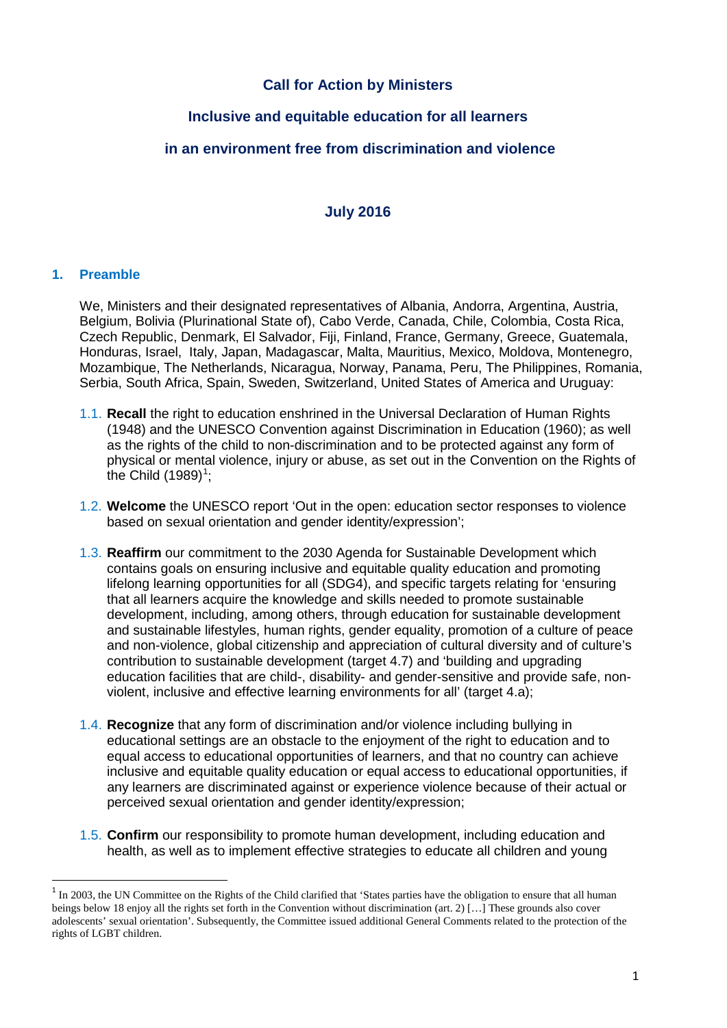# Call for Action by Ministers

## Inclusive and equitable education for all learners

## in an environment free from discrimination and violence

### July 2016

## 1. Preamble

We, Ministers and their designated representatives of Albania, Andorra, Argentina, Austria, Belgium, Bolivia (Plurinational State of), Cabo Verde, Canada, Chile, Colombia, Costa Rica, Czech Republic, Denmark, El Salvador, Fiji, Finland, France, Germany, Greece, Guatemala, Honduras, Israel, Italy, Japan, Madagascar, Malta, Mauritius, Mexico, Moldova, Montenegro, Mozambique, The Netherlands, Nicaragua, Norway, Panama, Peru, The Philippines, Romania, Serbia, South Africa, Spain, Sweden, Switzerland, United States of America and Uruguay:

1.1. **Recall** the right to education enshrined in the Universal Declaration of Human Rights (1948) and the UNESCO Convention against Discrimination in Education (1960); as well as the rights of the child to non-discrimination and to be protected against any form of physical or mental violence, injury or abuse, as set out in the Convention on the Rights of the Child (1989)[1];

1.2. **Welcome** the UNESCO report 'Out in the open: education sector responses to violence based on sexual orientation and gender identity/expression';

1.3. **Reaffirm** our commitment to the 2030 Agenda for Sustainable Development which contains goals on ensuring inclusive and equitable quality education and promoting lifelong learning opportunities for all (SDG4), and specific targets relating for 'ensuring that all learners acquire the knowledge and skills needed to promote sustainable development, including, among others, through education for sustainable development and sustainable lifestyles, human rights, gender equality, promotion of a culture of peace and non-violence, global citizenship and appreciation of cultural diversity and of culture's contribution to sustainable development (target 4.7) and 'building and upgrading education facilities that are child-, disability- and gender-sensitive and provide safe, non-violent, inclusive and effective learning environments for all' (target 4.a);

1.4. **Recognize** that any form of discrimination and/or violence including bullying in educational settings are an obstacle to the enjoyment of the right to education and to equal access to educational opportunities of learners, and that no country can achieve inclusive and equitable quality education or equal access to educational opportunities, if any learners are discriminated against or experience violence because of their actual or perceived sexual orientation and gender identity/expression;

1.5. **Confirm** our responsibility to promote human development, including education and health, as well as to implement effective strategies to educate all children and young

---

[1] In 2003, the UN Committee on the Rights of the Child clarified that 'States parties have the obligation to ensure that all human beings below 18 enjoy all the rights set forth in the Convention without discrimination (art. 2) […] These grounds also cover adolescents' sexual orientation'. Subsequently, the Committee issued additional General Comments related to the protection of the rights of LGBT children.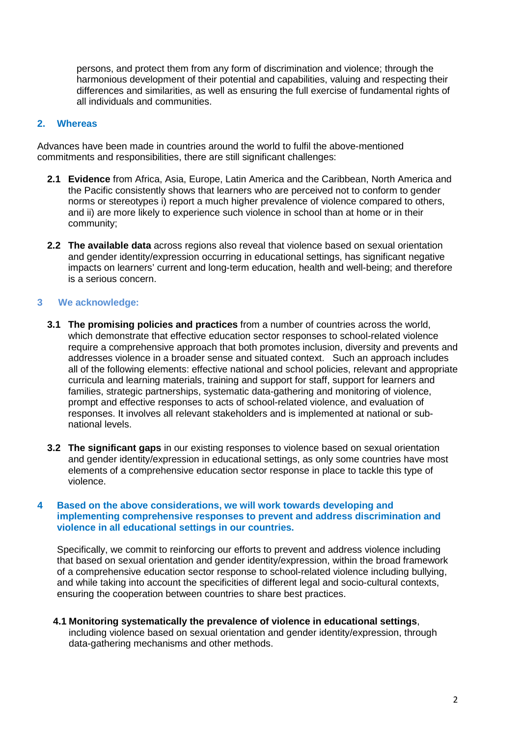persons, and protect them from any form of discrimination and violence; through the harmonious development of their potential and capabilities, valuing and respecting their differences and similarities, as well as ensuring the full exercise of fundamental rights of all individuals and communities.

## 2. Whereas

Advances have been made in countries around the world to fulfil the above-mentioned commitments and responsibilities, there are still significant challenges:

**2.1 Evidence** from Africa, Asia, Europe, Latin America and the Caribbean, North America and the Pacific consistently shows that learners who are perceived not to conform to gender norms or stereotypes i) report a much higher prevalence of violence compared to others, and ii) are more likely to experience such violence in school than at home or in their community;

**2.2 The available data** across regions also reveal that violence based on sexual orientation and gender identity/expression occurring in educational settings, has significant negative impacts on learners' current and long-term education, health and well-being; and therefore is a serious concern.

## 3 We acknowledge:

**3.1 The promising policies and practices** from a number of countries across the world, which demonstrate that effective education sector responses to school-related violence require a comprehensive approach that both promotes inclusion, diversity and prevents and addresses violence in a broader sense and situated context. Such an approach includes all of the following elements: effective national and school policies, relevant and appropriate curricula and learning materials, training and support for staff, support for learners and families, strategic partnerships, systematic data-gathering and monitoring of violence, prompt and effective responses to acts of school-related violence, and evaluation of responses. It involves all relevant stakeholders and is implemented at national or sub-national levels.

**3.2 The significant gaps** in our existing responses to violence based on sexual orientation and gender identity/expression in educational settings, as only some countries have most elements of a comprehensive education sector response in place to tackle this type of violence.

## 4 Based on the above considerations, we will work towards developing and implementing comprehensive responses to prevent and address discrimination and violence in all educational settings in our countries.

Specifically, we commit to reinforcing our efforts to prevent and address violence including that based on sexual orientation and gender identity/expression, within the broad framework of a comprehensive education sector response to school-related violence including bullying, and while taking into account the specificities of different legal and socio-cultural contexts, ensuring the cooperation between countries to share best practices.

**4.1 Monitoring systematically the prevalence of violence in educational settings**, including violence based on sexual orientation and gender identity/expression, through data-gathering mechanisms and other methods.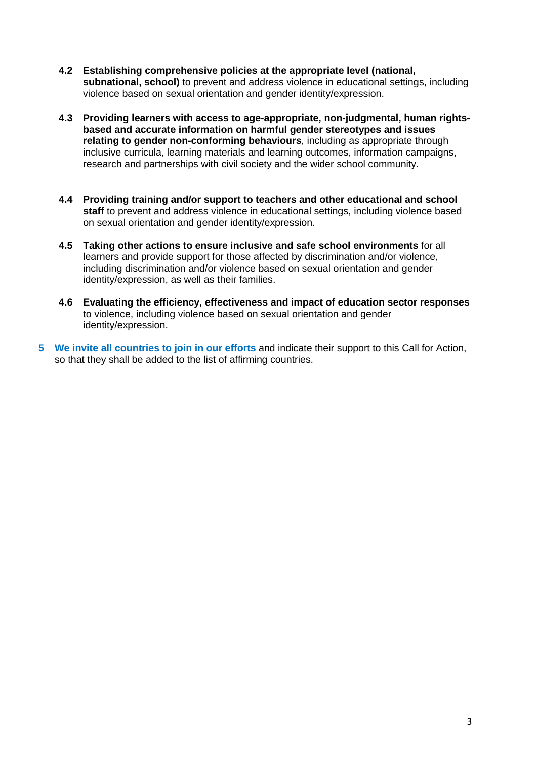**4.2 Establishing comprehensive policies at the appropriate level (national, subnational, school)** to prevent and address violence in educational settings, including violence based on sexual orientation and gender identity/expression.

**4.3 Providing learners with access to age-appropriate, non-judgmental, human rights-based and accurate information on harmful gender stereotypes and issues relating to gender non-conforming behaviours**, including as appropriate through inclusive curricula, learning materials and learning outcomes, information campaigns, research and partnerships with civil society and the wider school community.

**4.4 Providing training and/or support to teachers and other educational and school staff** to prevent and address violence in educational settings, including violence based on sexual orientation and gender identity/expression.

**4.5 Taking other actions to ensure inclusive and safe school environments** for all learners and provide support for those affected by discrimination and/or violence, including discrimination and/or violence based on sexual orientation and gender identity/expression, as well as their families.

**4.6 Evaluating the efficiency, effectiveness and impact of education sector responses** to violence, including violence based on sexual orientation and gender identity/expression.

**5 We invite all countries to join in our efforts** and indicate their support to this Call for Action, so that they shall be added to the list of affirming countries.